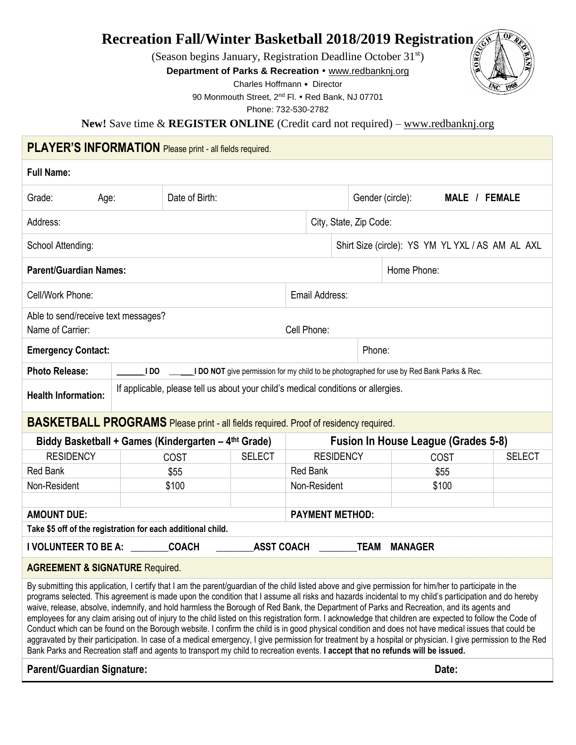# Recreation Fall/Winter Basketball 2018/2019 Registration

(Season begins January, Registration Deadline October 31st)

**Department of Parks & Recreation** • www.redbanknj.org

Charles Hoffmann • Director

90 Monmouth Street, 2nd Fl. • Red Bank, NJ 07701

Phone: 732-530-2782

**New!** Save time & **REGISTER ONLINE** (Credit card not required) – www.redbanknj.org

## PLAYER'S INFORMATION

Please print - all fields required.

**Full Name:**

Grade: Age: Date of Birth: Gender (circle): **MALE / FEMALE**

Address: City, State, Zip Code:

School Attending: Shirt Size (circle): YS YM YL YXL / AS AM AL AXL

**Parent/Guardian Names:** Home Phone:

Cell/Work Phone: Email Address:

Able to send/receive text messages?
Name of Carrier: Cell Phone:

**Emergency Contact:** Phone:

**Photo Release:** _______**I DO** _______**I DO NOT** give permission for my child to be photographed for use by Red Bank Parks & Rec.

**Health Information:** If applicable, please tell us about your child's medical conditions or allergies.

## BASKETBALL PROGRAMS

Please print - all fields required. Proof of residency required.

| Biddy Basketball + Games (Kindergarten – 4tht Grade) | | | Fusion In House League (Grades 5-8) | | |
|---|---|---|---|---|---|
| RESIDENCY | COST | SELECT | RESIDENCY | COST | SELECT |
| Red Bank | $55 | | Red Bank | $55 | |
| Non-Resident | $100 | | Non-Resident | $100 | |
| | | | | | |
| **AMOUNT DUE:** | | | **PAYMENT METHOD:** | | |

**Take $5 off of the registration for each additional child.**

**I VOLUNTEER TO BE A:** ________**COACH** ________**ASST COACH** ________**TEAM MANAGER**

**AGREEMENT & SIGNATURE** Required.

By submitting this application, I certify that I am the parent/guardian of the child listed above and give permission for him/her to participate in the programs selected. This agreement is made upon the condition that I assume all risks and hazards incidental to my child's participation and do hereby waive, release, absolve, indemnify, and hold harmless the Borough of Red Bank, the Department of Parks and Recreation, and its agents and employees for any claim arising out of injury to the child listed on this registration form. I acknowledge that children are expected to follow the Code of Conduct which can be found on the Borough website. I confirm the child is in good physical condition and does not have medical issues that could be aggravated by their participation. In case of a medical emergency, I give permission for treatment by a hospital or physician. I give permission to the Red Bank Parks and Recreation staff and agents to transport my child to recreation events. **I accept that no refunds will be issued.**

**Parent/Guardian Signature:** **Date:**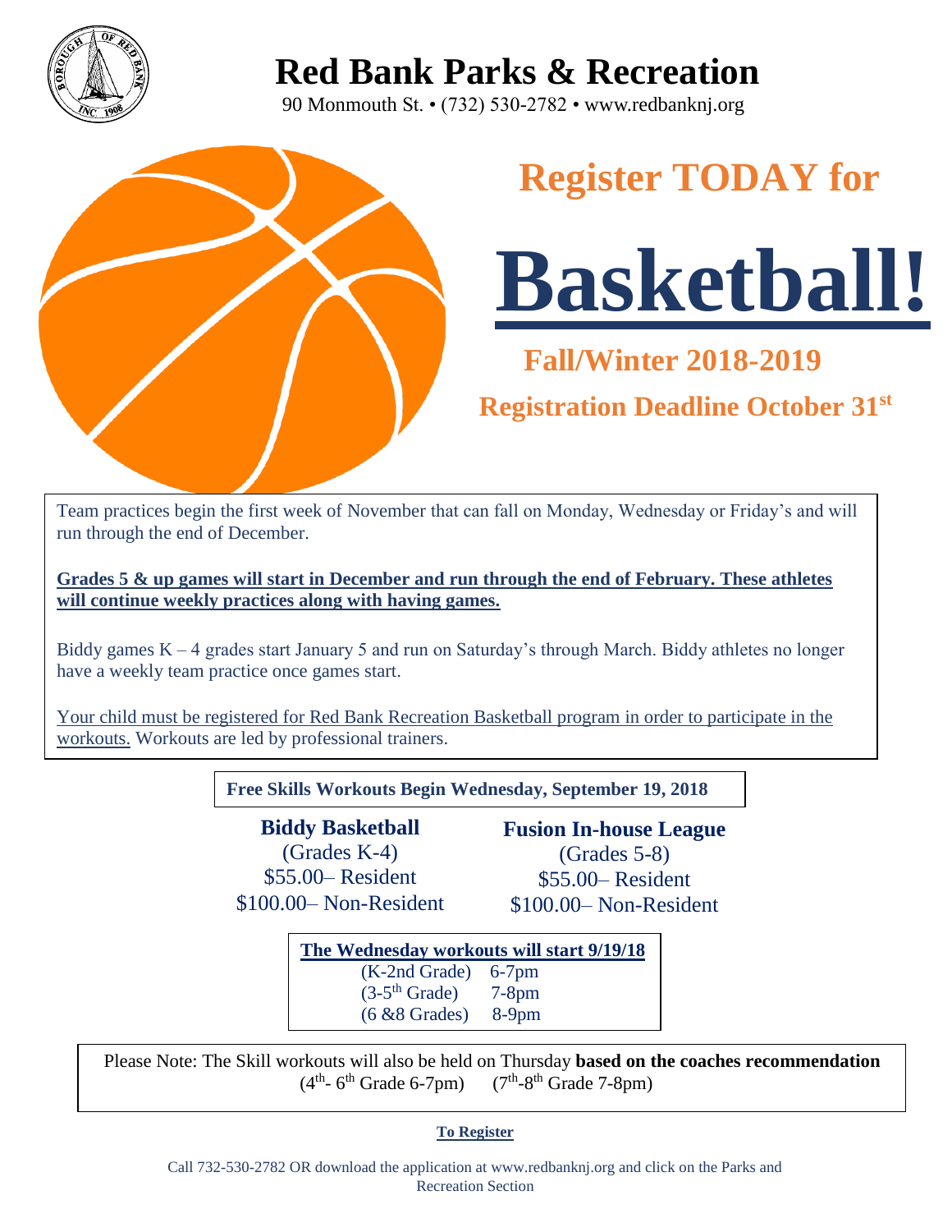# Red Bank Parks & Recreation

90 Monmouth St. • (732) 530-2782 • www.redbanknj.org

## Register TODAY for

# Basketball!

### Fall/Winter 2018-2019

### Registration Deadline October 31st

Team practices begin the first week of November that can fall on Monday, Wednesday or Friday's and will run through the end of December.

**Grades 5 & up games will start in December and run through the end of February. These athletes will continue weekly practices along with having games.**

Biddy games K – 4 grades start January 5 and run on Saturday's through March. Biddy athletes no longer have a weekly team practice once games start.

Your child must be registered for Red Bank Recreation Basketball program in order to participate in the workouts. Workouts are led by professional trainers.

**Free Skills Workouts Begin Wednesday, September 19, 2018**

**Biddy Basketball**
(Grades K-4)
$55.00– Resident
$100.00– Non-Resident

**Fusion In-house League**
(Grades 5-8)
$55.00– Resident
$100.00– Non-Resident

**The Wednesday workouts will start 9/19/18**

| | |
|---|---|
| (K-2nd Grade) | 6-7pm |
| (3-5th Grade) | 7-8pm |
| (6 &8 Grades) | 8-9pm |

Please Note: The Skill workouts will also be held on Thursday **based on the coaches recommendation**
(4th- 6th Grade 6-7pm) (7th-8th Grade 7-8pm)

**To Register**

Call 732-530-2782 OR download the application at www.redbanknj.org and click on the Parks and Recreation Section